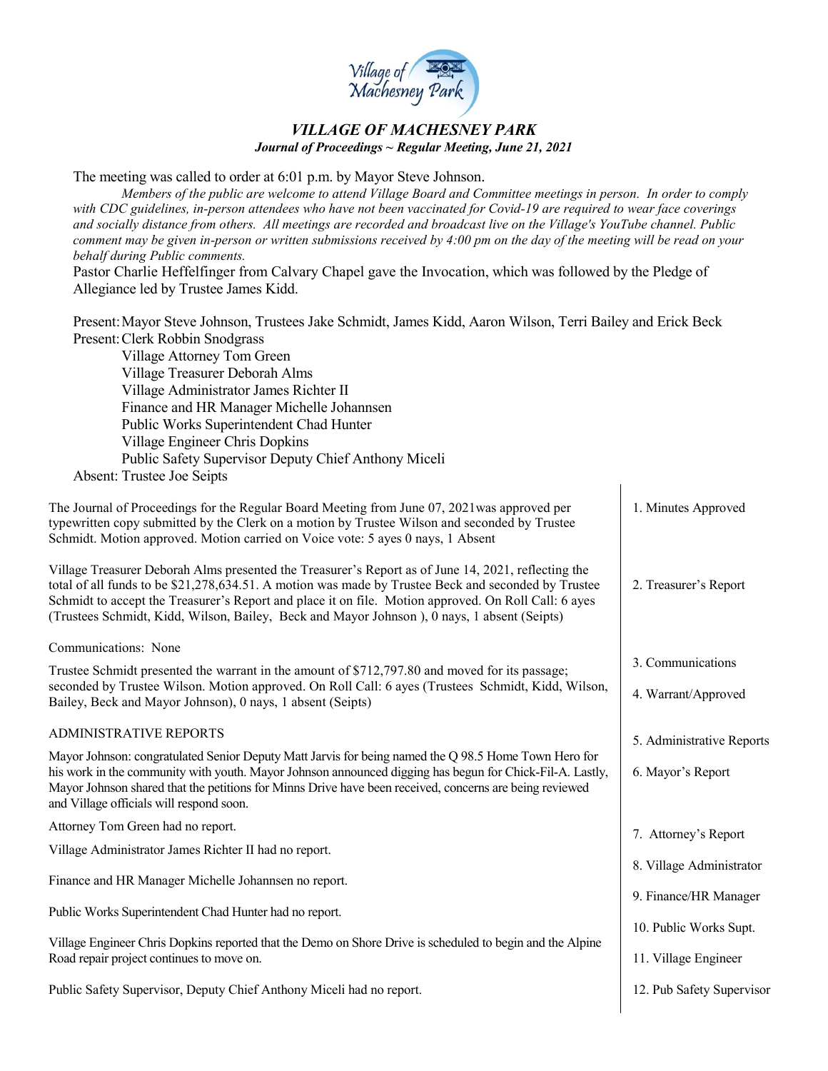# VILLAGE OF MACHESNEY PARK

***Journal of Proceedings ~ Regular Meeting, June 21, 2021***

The meeting was called to order at 6:01 p.m. by Mayor Steve Johnson.

*Members of the public are welcome to attend Village Board and Committee meetings in person. In order to comply with CDC guidelines, in-person attendees who have not been vaccinated for Covid-19 are required to wear face coverings and socially distance from others. All meetings are recorded and broadcast live on the Village's YouTube channel. Public comment may be given in-person or written submissions received by 4:00 pm on the day of the meeting will be read on your behalf during Public comments.*

Pastor Charlie Heffelfinger from Calvary Chapel gave the Invocation, which was followed by the Pledge of Allegiance led by Trustee James Kidd.

Present: Mayor Steve Johnson, Trustees Jake Schmidt, James Kidd, Aaron Wilson, Terri Bailey and Erick Beck

Present: Clerk Robbin Snodgrass
- Village Attorney Tom Green
- Village Treasurer Deborah Alms
- Village Administrator James Richter II
- Finance and HR Manager Michelle Johannsen
- Public Works Superintendent Chad Hunter
- Village Engineer Chris Dopkins
- Public Safety Supervisor Deputy Chief Anthony Miceli

Absent: Trustee Joe Seipts

**1. Minutes Approved**

The Journal of Proceedings for the Regular Board Meeting from June 07, 2021was approved per typewritten copy submitted by the Clerk on a motion by Trustee Wilson and seconded by Trustee Schmidt. Motion approved. Motion carried on Voice vote: 5 ayes 0 nays, 1 Absent

**2. Treasurer's Report**

Village Treasurer Deborah Alms presented the Treasurer's Report as of June 14, 2021, reflecting the total of all funds to be $21,278,634.51. A motion was made by Trustee Beck and seconded by Trustee Schmidt to accept the Treasurer's Report and place it on file. Motion approved. On Roll Call: 6 ayes (Trustees Schmidt, Kidd, Wilson, Bailey, Beck and Mayor Johnson ), 0 nays, 1 absent (Seipts)

**3. Communications**

Communications: None

**4. Warrant/Approved**

Trustee Schmidt presented the warrant in the amount of $712,797.80 and moved for its passage; seconded by Trustee Wilson. Motion approved. On Roll Call: 6 ayes (Trustees Schmidt, Kidd, Wilson, Bailey, Beck and Mayor Johnson), 0 nays, 1 absent (Seipts)

**5. Administrative Reports**

ADMINISTRATIVE REPORTS

**6. Mayor's Report**

Mayor Johnson: congratulated Senior Deputy Matt Jarvis for being named the Q 98.5 Home Town Hero for his work in the community with youth. Mayor Johnson announced digging has begun for Chick-Fil-A. Lastly, Mayor Johnson shared that the petitions for Minns Drive have been received, concerns are being reviewed and Village officials will respond soon.

**7. Attorney's Report**

Attorney Tom Green had no report.

**8. Village Administrator**

Village Administrator James Richter II had no report.

**9. Finance/HR Manager**

Finance and HR Manager Michelle Johannsen no report.

**10. Public Works Supt.**

Public Works Superintendent Chad Hunter had no report.

**11. Village Engineer**

Village Engineer Chris Dopkins reported that the Demo on Shore Drive is scheduled to begin and the Alpine Road repair project continues to move on.

**12. Pub Safety Supervisor**

Public Safety Supervisor, Deputy Chief Anthony Miceli had no report.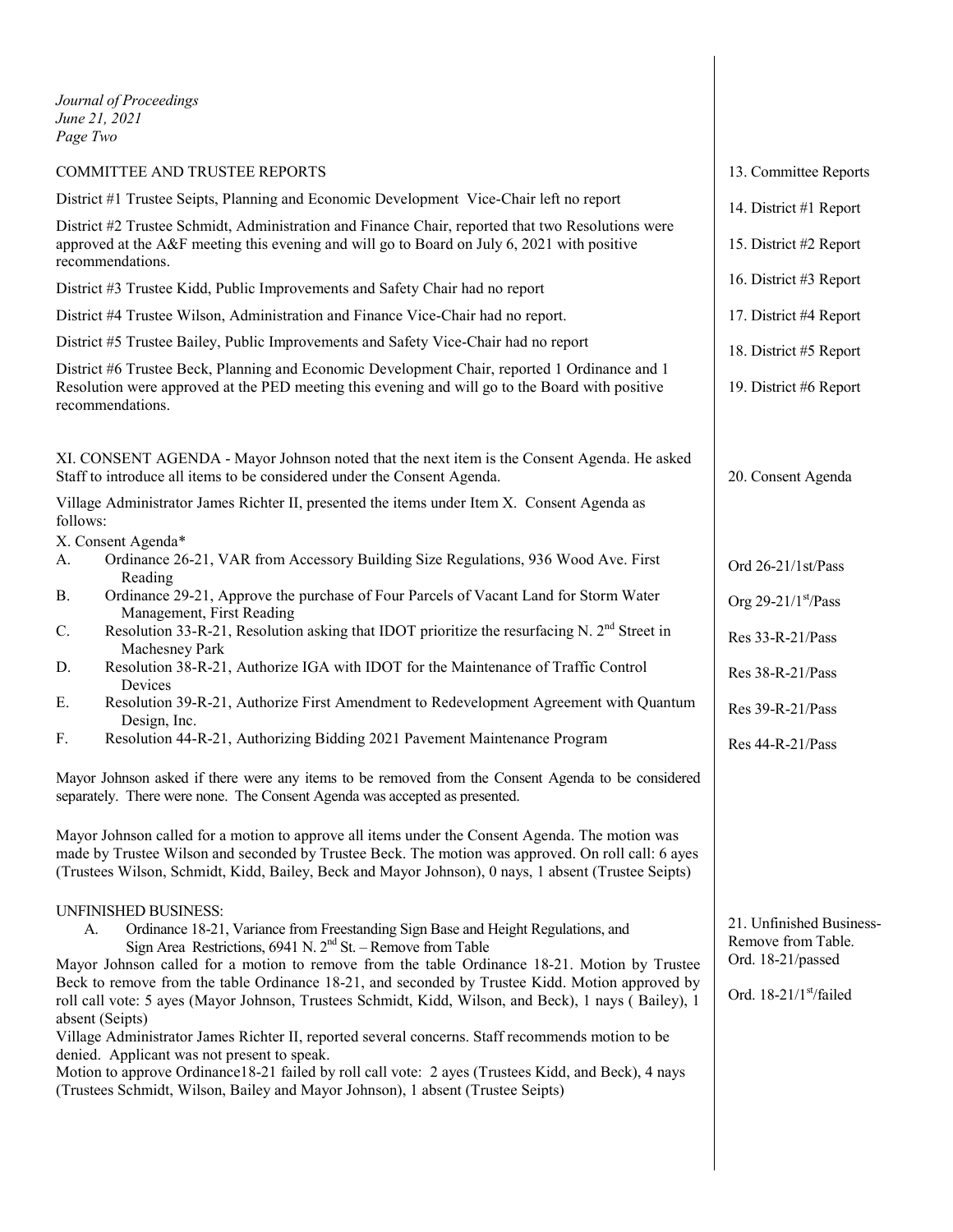*Journal of Proceedings*
*June 21, 2021*
*Page Two*

COMMITTEE AND TRUSTEE REPORTS — 13. Committee Reports

District #1 Trustee Seipts, Planning and Economic Development Vice-Chair left no report — 14. District #1 Report

District #2 Trustee Schmidt, Administration and Finance Chair, reported that two Resolutions were approved at the A&F meeting this evening and will go to Board on July 6, 2021 with positive recommendations. — 15. District #2 Report

District #3 Trustee Kidd, Public Improvements and Safety Chair had no report — 16. District #3 Report

District #4 Trustee Wilson, Administration and Finance Vice-Chair had no report. — 17. District #4 Report

District #5 Trustee Bailey, Public Improvements and Safety Vice-Chair had no report — 18. District #5 Report

District #6 Trustee Beck, Planning and Economic Development Chair, reported 1 Ordinance and 1 Resolution were approved at the PED meeting this evening and will go to the Board with positive recommendations. — 19. District #6 Report

XI. CONSENT AGENDA - Mayor Johnson noted that the next item is the Consent Agenda. He asked Staff to introduce all items to be considered under the Consent Agenda. — 20. Consent Agenda

Village Administrator James Richter II, presented the items under Item X. Consent Agenda as follows:

X. Consent Agenda*

A. Ordinance 26-21, VAR from Accessory Building Size Regulations, 936 Wood Ave. First Reading — Ord 26-21/1st/Pass

B. Ordinance 29-21, Approve the purchase of Four Parcels of Vacant Land for Storm Water Management, First Reading — Org 29-21/1st/Pass

C. Resolution 33-R-21, Resolution asking that IDOT prioritize the resurfacing N. 2nd Street in Machesney Park — Res 33-R-21/Pass

D. Resolution 38-R-21, Authorize IGA with IDOT for the Maintenance of Traffic Control Devices — Res 38-R-21/Pass

E. Resolution 39-R-21, Authorize First Amendment to Redevelopment Agreement with Quantum Design, Inc. — Res 39-R-21/Pass

F. Resolution 44-R-21, Authorizing Bidding 2021 Pavement Maintenance Program — Res 44-R-21/Pass

Mayor Johnson asked if there were any items to be removed from the Consent Agenda to be considered separately. There were none. The Consent Agenda was accepted as presented.

Mayor Johnson called for a motion to approve all items under the Consent Agenda. The motion was made by Trustee Wilson and seconded by Trustee Beck. The motion was approved. On roll call: 6 ayes (Trustees Wilson, Schmidt, Kidd, Bailey, Beck and Mayor Johnson), 0 nays, 1 absent (Trustee Seipts)

UNFINISHED BUSINESS: — 21. Unfinished Business-Remove from Table. Ord. 18-21/passed

A. Ordinance 18-21, Variance from Freestanding Sign Base and Height Regulations, and Sign Area Restrictions, 6941 N. 2nd St. – Remove from Table

Mayor Johnson called for a motion to remove from the table Ordinance 18-21. Motion by Trustee Beck to remove from the table Ordinance 18-21, and seconded by Trustee Kidd. Motion approved by roll call vote: 5 ayes (Mayor Johnson, Trustees Schmidt, Kidd, Wilson, and Beck), 1 nays ( Bailey), 1 absent (Seipts) — Ord. 18-21/1st/failed

Village Administrator James Richter II, reported several concerns. Staff recommends motion to be denied. Applicant was not present to speak.

Motion to approve Ordinance18-21 failed by roll call vote: 2 ayes (Trustees Kidd, and Beck), 4 nays (Trustees Schmidt, Wilson, Bailey and Mayor Johnson), 1 absent (Trustee Seipts)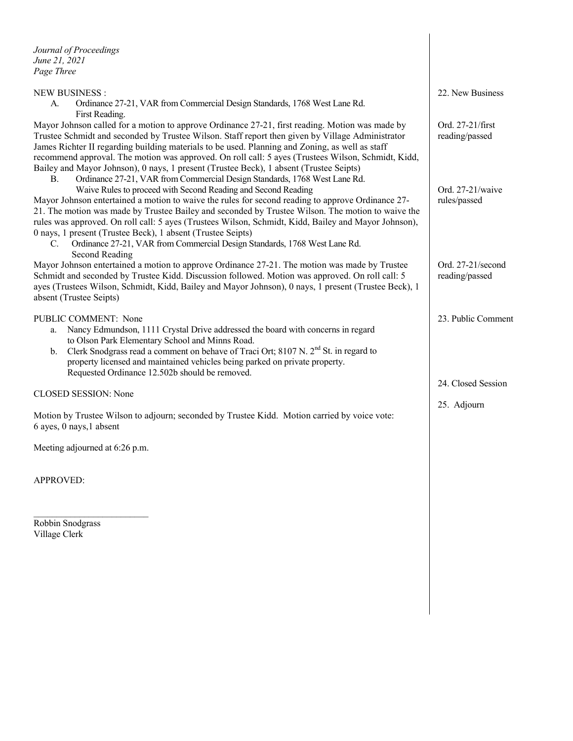NEW BUSINESS :

22. New Business

A. Ordinance 27-21, VAR from Commercial Design Standards, 1768 West Lane Rd. First Reading.

Mayor Johnson called for a motion to approve Ordinance 27-21, first reading. Motion was made by Trustee Schmidt and seconded by Trustee Wilson. Staff report then given by Village Administrator James Richter II regarding building materials to be used. Planning and Zoning, as well as staff recommend approval. The motion was approved. On roll call: 5 ayes (Trustees Wilson, Schmidt, Kidd, Bailey and Mayor Johnson), 0 nays, 1 present (Trustee Beck), 1 absent (Trustee Seipts)

Ord. 27-21/first reading/passed

B. Ordinance 27-21, VAR from Commercial Design Standards, 1768 West Lane Rd. Waive Rules to proceed with Second Reading and Second Reading

Mayor Johnson entertained a motion to waive the rules for second reading to approve Ordinance 27-21. The motion was made by Trustee Bailey and seconded by Trustee Wilson. The motion to waive the rules was approved. On roll call: 5 ayes (Trustees Wilson, Schmidt, Kidd, Bailey and Mayor Johnson), 0 nays, 1 present (Trustee Beck), 1 absent (Trustee Seipts)

Ord. 27-21/waive rules/passed

C. Ordinance 27-21, VAR from Commercial Design Standards, 1768 West Lane Rd. Second Reading

Mayor Johnson entertained a motion to approve Ordinance 27-21. The motion was made by Trustee Schmidt and seconded by Trustee Kidd. Discussion followed. Motion was approved. On roll call: 5 ayes (Trustees Wilson, Schmidt, Kidd, Bailey and Mayor Johnson), 0 nays, 1 present (Trustee Beck), 1 absent (Trustee Seipts)

Ord. 27-21/second reading/passed

PUBLIC COMMENT: None

23. Public Comment

a. Nancy Edmundson, 1111 Crystal Drive addressed the board with concerns in regard to Olson Park Elementary School and Minns Road.
b. Clerk Snodgrass read a comment on behave of Traci Ort; 8107 N. 2nd St. in regard to property licensed and maintained vehicles being parked on private property. Requested Ordinance 12.502b should be removed.

CLOSED SESSION: None

24. Closed Session

Motion by Trustee Wilson to adjourn; seconded by Trustee Kidd. Motion carried by voice vote: 6 ayes, 0 nays,1 absent

25. Adjourn

Meeting adjourned at 6:26 p.m.

APPROVED:

\_\_\_\_\_\_\_\_\_\_\_\_\_\_\_\_\_\_\_\_\_\_\_\_\_\_

Robbin Snodgrass
Village Clerk